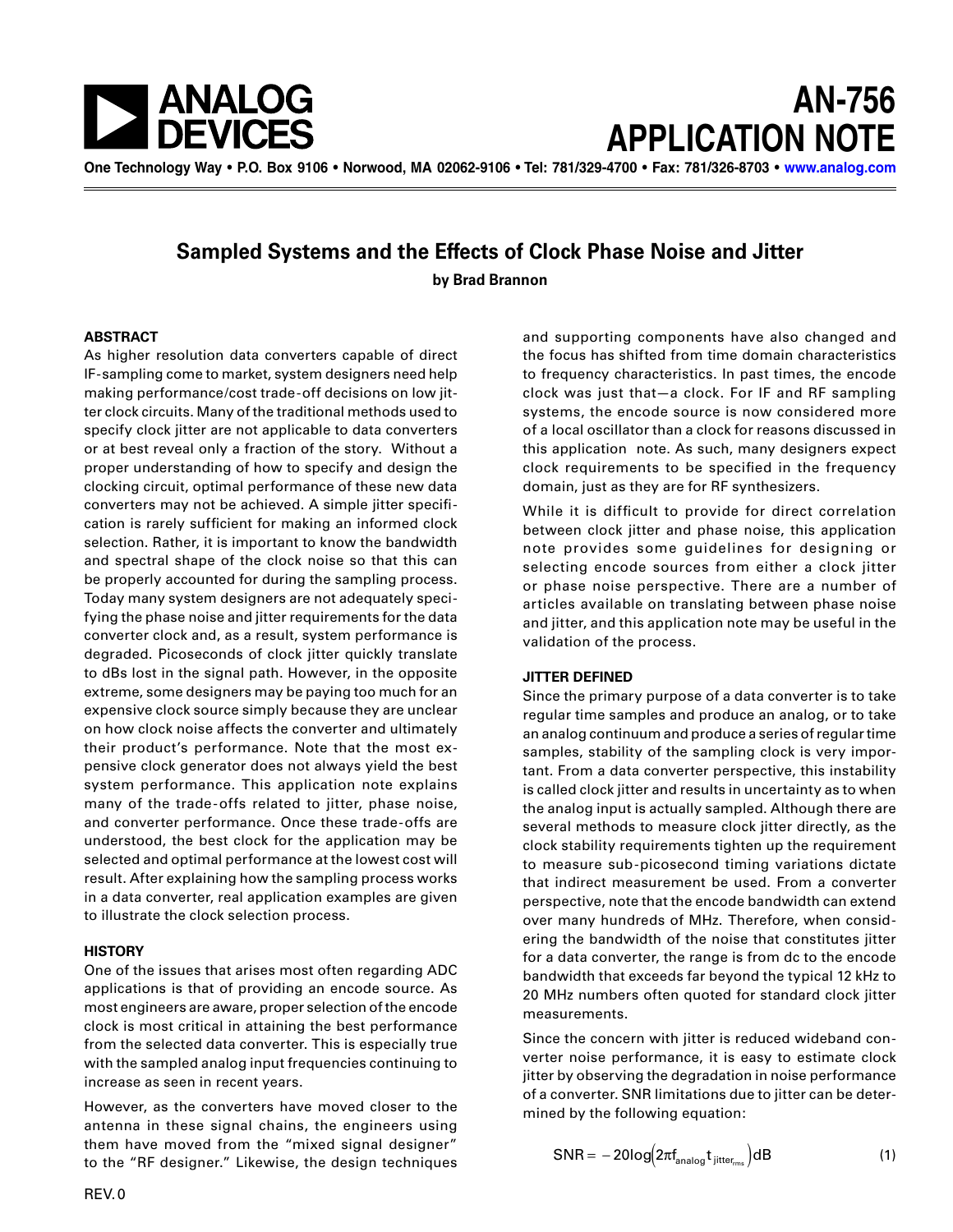# AN-756 APPLICATION NOTE

One Technology Way • P.O. Box 9106 • Norwood, MA 02062-9106 • Tel: 781/329-4700 • Fax: 781/326-8703 • www.analog.com

## Sampled Systems and the Effects of Clock Phase Noise and Jitter

**by Brad Brannon**

### ABSTRACT

As higher resolution data converters capable of direct IF-sampling come to market, system designers need help making performance/cost trade-off decisions on low jitter clock circuits. Many of the traditional methods used to specify clock jitter are not applicable to data converters or at best reveal only a fraction of the story. Without a proper understanding of how to specify and design the clocking circuit, optimal performance of these new data converters may not be achieved. A simple jitter specification is rarely sufficient for making an informed clock selection. Rather, it is important to know the bandwidth and spectral shape of the clock noise so that this can be properly accounted for during the sampling process. Today many system designers are not adequately specifying the phase noise and jitter requirements for the data converter clock and, as a result, system performance is degraded. Picoseconds of clock jitter quickly translate to dBs lost in the signal path. However, in the opposite extreme, some designers may be paying too much for an expensive clock source simply because they are unclear on how clock noise affects the converter and ultimately their product's performance. Note that the most expensive clock generator does not always yield the best system performance. This application note explains many of the trade-offs related to jitter, phase noise, and converter performance. Once these trade-offs are understood, the best clock for the application may be selected and optimal performance at the lowest cost will result. After explaining how the sampling process works in a data converter, real application examples are given to illustrate the clock selection process.

### HISTORY

One of the issues that arises most often regarding ADC applications is that of providing an encode source. As most engineers are aware, proper selection of the encode clock is most critical in attaining the best performance from the selected data converter. This is especially true with the sampled analog input frequencies continuing to increase as seen in recent years.

However, as the converters have moved closer to the antenna in these signal chains, the engineers using them have moved from the "mixed signal designer" to the "RF designer." Likewise, the design techniques and supporting components have also changed and the focus has shifted from time domain characteristics to frequency characteristics. In past times, the encode clock was just that—a clock. For IF and RF sampling systems, the encode source is now considered more of a local oscillator than a clock for reasons discussed in this application note. As such, many designers expect clock requirements to be specified in the frequency domain, just as they are for RF synthesizers.

While it is difficult to provide for direct correlation between clock jitter and phase noise, this application note provides some guidelines for designing or selecting encode sources from either a clock jitter or phase noise perspective. There are a number of articles available on translating between phase noise and jitter, and this application note may be useful in the validation of the process.

### JITTER DEFINED

Since the primary purpose of a data converter is to take regular time samples and produce an analog, or to take an analog continuum and produce a series of regular time samples, stability of the sampling clock is very important. From a data converter perspective, this instability is called clock jitter and results in uncertainty as to when the analog input is actually sampled. Although there are several methods to measure clock jitter directly, as the clock stability requirements tighten up the requirement to measure sub-picosecond timing variations dictate that indirect measurement be used. From a converter perspective, note that the encode bandwidth can extend over many hundreds of MHz. Therefore, when considering the bandwidth of the noise that constitutes jitter for a data converter, the range is from dc to the encode bandwidth that exceeds far beyond the typical 12 kHz to 20 MHz numbers often quoted for standard clock jitter measurements.

Since the concern with jitter is reduced wideband converter noise performance, it is easy to estimate clock jitter by observing the degradation in noise performance of a converter. SNR limitations due to jitter can be determined by the following equation:

$$SNR = -20\log\left(2\pi f_{analog} t_{jitter_{rms}}\right) dB \tag{1}$$

REV. 0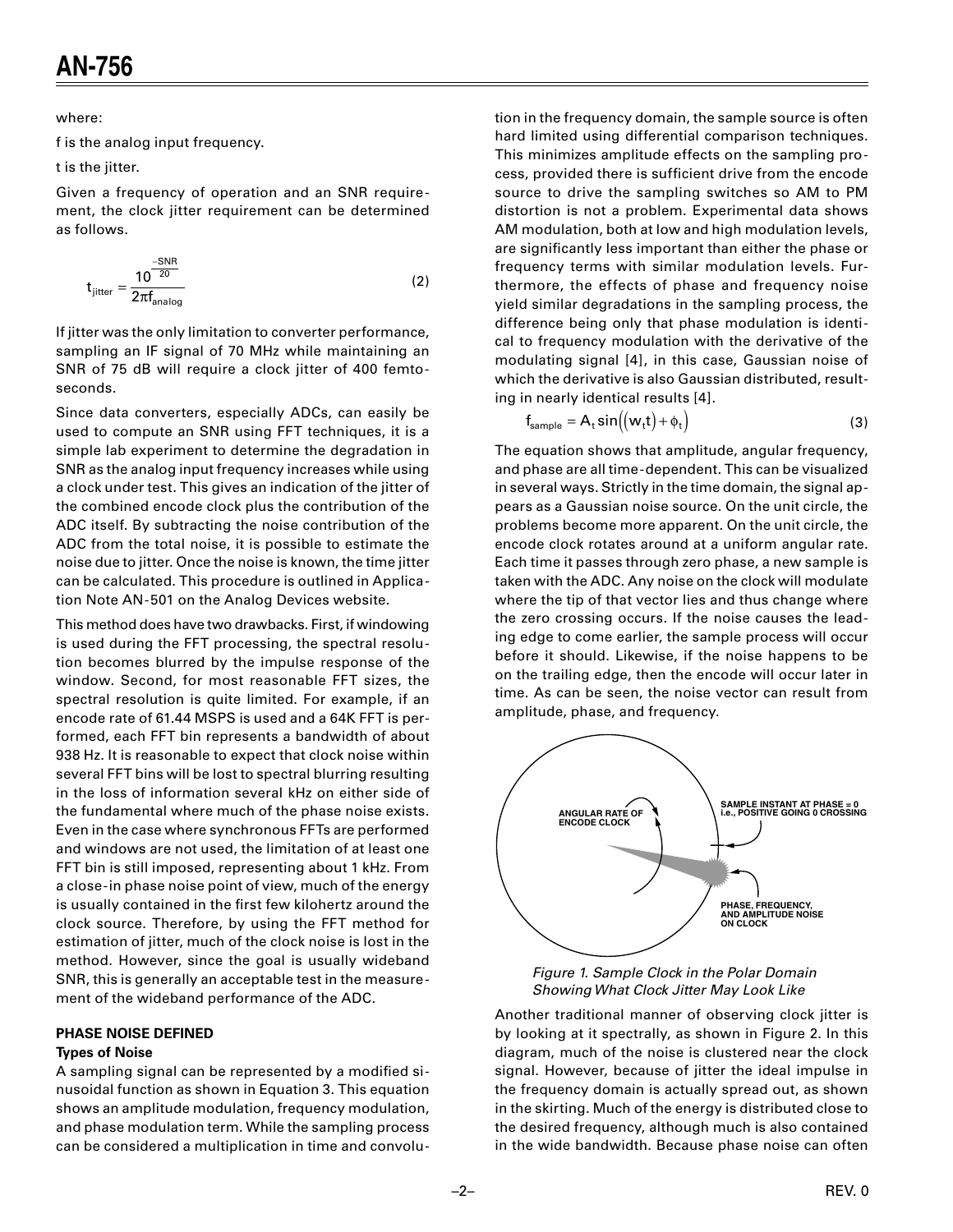where:

f is the analog input frequency.

t is the jitter.

Given a frequency of operation and an SNR requirement, the clock jitter requirement can be determined as follows.

$$t_{jitter} = \frac{10^{\frac{-SNR}{20}}}{2\pi f_{analog}} \tag{2}$$

If jitter was the only limitation to converter performance, sampling an IF signal of 70 MHz while maintaining an SNR of 75 dB will require a clock jitter of 400 femtoseconds.

Since data converters, especially ADCs, can easily be used to compute an SNR using FFT techniques, it is a simple lab experiment to determine the degradation in SNR as the analog input frequency increases while using a clock under test. This gives an indication of the jitter of the combined encode clock plus the contribution of the ADC itself. By subtracting the noise contribution of the ADC from the total noise, it is possible to estimate the noise due to jitter. Once the noise is known, the time jitter can be calculated. This procedure is outlined in Application Note AN-501 on the Analog Devices website.

This method does have two drawbacks. First, if windowing is used during the FFT processing, the spectral resolution becomes blurred by the impulse response of the window. Second, for most reasonable FFT sizes, the spectral resolution is quite limited. For example, if an encode rate of 61.44 MSPS is used and a 64K FFT is performed, each FFT bin represents a bandwidth of about 938 Hz. It is reasonable to expect that clock noise within several FFT bins will be lost to spectral blurring resulting in the loss of information several kHz on either side of the fundamental where much of the phase noise exists. Even in the case where synchronous FFTs are performed and windows are not used, the limitation of at least one FFT bin is still imposed, representing about 1 kHz. From a close-in phase noise point of view, much of the energy is usually contained in the first few kilohertz around the clock source. Therefore, by using the FFT method for estimation of jitter, much of the clock noise is lost in the method. However, since the goal is usually wideband SNR, this is generally an acceptable test in the measurement of the wideband performance of the ADC.

## PHASE NOISE DEFINED

### Types of Noise

A sampling signal can be represented by a modified sinusoidal function as shown in Equation 3. This equation shows an amplitude modulation, frequency modulation, and phase modulation term. While the sampling process can be considered a multiplication in time and convolution in the frequency domain, the sample source is often hard limited using differential comparison techniques. This minimizes amplitude effects on the sampling process, provided there is sufficient drive from the encode source to drive the sampling switches so AM to PM distortion is not a problem. Experimental data shows AM modulation, both at low and high modulation levels, are significantly less important than either the phase or frequency terms with similar modulation levels. Furthermore, the effects of phase and frequency noise yield similar degradations in the sampling process, the difference being only that phase modulation is identical to frequency modulation with the derivative of the modulating signal [4], in this case, Gaussian noise of which the derivative is also Gaussian distributed, resulting in nearly identical results [4].

$$f_{sample} = A_t \sin\left(\left(w_t t\right) + \phi_t\right) \tag{3}$$

The equation shows that amplitude, angular frequency, and phase are all time-dependent. This can be visualized in several ways. Strictly in the time domain, the signal appears as a Gaussian noise source. On the unit circle, the problems become more apparent. On the unit circle, the encode clock rotates around at a uniform angular rate. Each time it passes through zero phase, a new sample is taken with the ADC. Any noise on the clock will modulate where the tip of that vector lies and thus change where the zero crossing occurs. If the noise causes the leading edge to come earlier, the sample process will occur before it should. Likewise, if the noise happens to be on the trailing edge, then the encode will occur later in time. As can be seen, the noise vector can result from amplitude, phase, and frequency.

*Figure 1. Sample Clock in the Polar Domain Showing What Clock Jitter May Look Like*

Another traditional manner of observing clock jitter is by looking at it spectrally, as shown in Figure 2. In this diagram, much of the noise is clustered near the clock signal. However, because of jitter the ideal impulse in the frequency domain is actually spread out, as shown in the skirting. Much of the energy is distributed close to the desired frequency, although much is also contained in the wide bandwidth. Because phase noise can often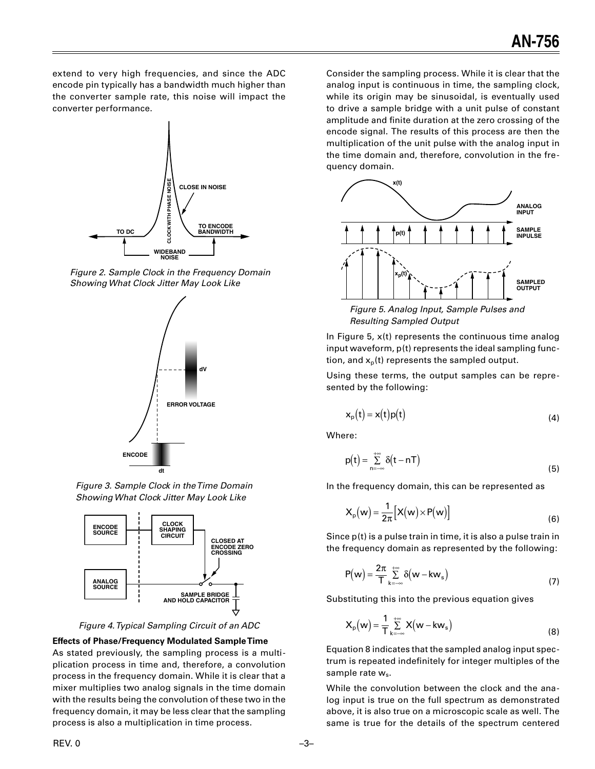extend to very high frequencies, and since the ADC encode pin typically has a bandwidth much higher than the converter sample rate, this noise will impact the converter performance.

*Figure 2. Sample Clock in the Frequency Domain Showing What Clock Jitter May Look Like*

*Figure 3. Sample Clock in the Time Domain Showing What Clock Jitter May Look Like*

*Figure 4. Typical Sampling Circuit of an ADC*

**Effects of Phase/Frequency Modulated Sample Time**

As stated previously, the sampling process is a multiplication process in time and, therefore, a convolution process in the frequency domain. While it is clear that a mixer multiplies two analog signals in the time domain with the results being the convolution of these two in the frequency domain, it may be less clear that the sampling process is also a multiplication in time process.

Consider the sampling process. While it is clear that the analog input is continuous in time, the sampling clock, while its origin may be sinusoidal, is eventually used to drive a sample bridge with a unit pulse of constant amplitude and finite duration at the zero crossing of the encode signal. The results of this process are then the multiplication of the unit pulse with the analog input in the time domain and, therefore, convolution in the frequency domain.

*Figure 5. Analog Input, Sample Pulses and Resulting Sampled Output*

In Figure 5, x(t) represents the continuous time analog input waveform, p(t) represents the ideal sampling function, and $x_p(t)$ represents the sampled output.

Using these terms, the output samples can be represented by the following:

$$x_p(t) = x(t)p(t) \tag{4}$$

Where:

$$p(t) = \sum_{n=-\infty}^{+\infty} \delta(t - nT) \tag{5}$$

In the frequency domain, this can be represented as

$$X_p(w) = \frac{1}{2\pi}\left[X(w) \times P(w)\right] \tag{6}$$

Since p(t) is a pulse train in time, it is also a pulse train in the frequency domain as represented by the following:

$$P(w) = \frac{2\pi}{T} \sum_{k=-\infty}^{+\infty} \delta(w - kw_s) \tag{7}$$

Substituting this into the previous equation gives

$$X_p(w) = \frac{1}{T} \sum_{k=-\infty}^{+\infty} X(w - kw_s) \tag{8}$$

Equation 8 indicates that the sampled analog input spectrum is repeated indefinitely for integer multiples of the sample rate $w_s$.

While the convolution between the clock and the analog input is true on the full spectrum as demonstrated above, it is also true on a microscopic scale as well. The same is true for the details of the spectrum centered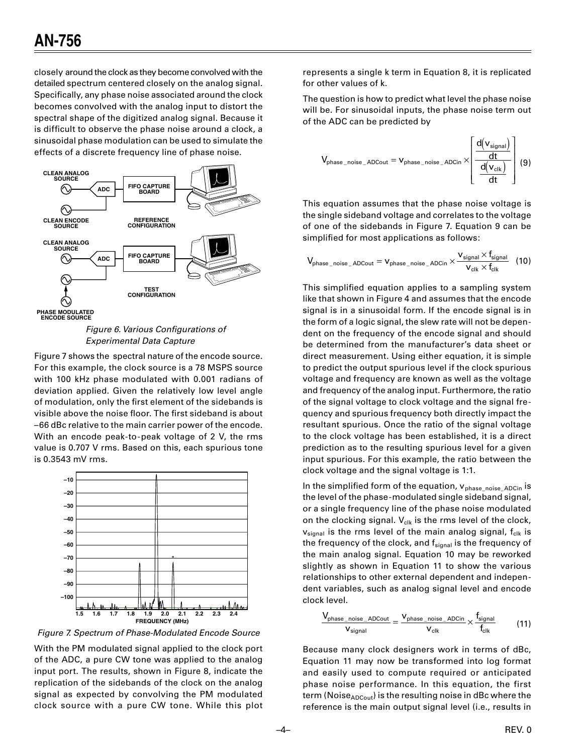closely around the clock as they become convolved with the detailed spectrum centered closely on the analog signal. Specifically, any phase noise associated around the clock becomes convolved with the analog input to distort the spectral shape of the digitized analog signal. Because it is difficult to observe the phase noise around a clock, a sinusoidal phase modulation can be used to simulate the effects of a discrete frequency line of phase noise.

*Figure 6. Various Configurations of Experimental Data Capture*

Figure 7 shows the spectral nature of the encode source. For this example, the clock source is a 78 MSPS source with 100 kHz phase modulated with 0.001 radians of deviation applied. Given the relatively low level angle of modulation, only the first element of the sidebands is visible above the noise floor. The first sideband is about –66 dBc relative to the main carrier power of the encode. With an encode peak-to-peak voltage of 2 V, the rms value is 0.707 V rms. Based on this, each spurious tone is 0.3543 mV rms.

*Figure 7. Spectrum of Phase-Modulated Encode Source*

With the PM modulated signal applied to the clock port of the ADC, a pure CW tone was applied to the analog input port. The results, shown in Figure 8, indicate the replication of the sidebands of the clock on the analog signal as expected by convolving the PM modulated clock source with a pure CW tone. While this plot represents a single k term in Equation 8, it is replicated for other values of k.

The question is how to predict what level the phase noise will be. For sinusoidal inputs, the phase noise term out of the ADC can be predicted by

$$V_{phase\_noise\_ADCout} = v_{phase\_noise\_ADCin} \times \left[ \frac{\frac{d(v_{signal})}{dt}}{\frac{d(v_{clk})}{dt}} \right] \quad (9)$$

This equation assumes that the phase noise voltage is the single sideband voltage and correlates to the voltage of one of the sidebands in Figure 7. Equation 9 can be simplified for most applications as follows:

$$V_{phase\_noise\_ADCout} = v_{phase\_noise\_ADCin} \times \frac{v_{signal} \times f_{signal}}{v_{clk} \times f_{clk}} \quad (10)$$

This simplified equation applies to a sampling system like that shown in Figure 4 and assumes that the encode signal is in a sinusoidal form. If the encode signal is in the form of a logic signal, the slew rate will not be dependent on the frequency of the encode signal and should be determined from the manufacturer's data sheet or direct measurement. Using either equation, it is simple to predict the output spurious level if the clock spurious voltage and frequency are known as well as the voltage and frequency of the analog input. Furthermore, the ratio of the signal voltage to clock voltage and the signal frequency and spurious frequency both directly impact the resultant spurious. Once the ratio of the signal voltage to the clock voltage has been established, it is a direct prediction as to the resulting spurious level for a given input spurious. For this example, the ratio between the clock voltage and the signal voltage is 1:1.

In the simplified form of the equation, $v_{phase\_noise\_ADCin}$ is the level of the phase-modulated single sideband signal, or a single frequency line of the phase noise modulated on the clocking signal. $V_{clk}$ is the rms level of the clock, $v_{signal}$ is the rms level of the main analog signal, $f_{clk}$ is the frequency of the clock, and $f_{signal}$ is the frequency of the main analog signal. Equation 10 may be reworked slightly as shown in Equation 11 to show the various relationships to other external dependent and independent variables, such as analog signal level and encode clock level.

$$\frac{V_{phase\_noise\_ADCout}}{v_{signal}} = \frac{v_{phase\_noise\_ADCin}}{v_{clk}} \times \frac{f_{signal}}{f_{clk}} \quad (11)$$

Because many clock designers work in terms of dBc, Equation 11 may now be transformed into log format and easily used to compute required or anticipated phase noise performance. In this equation, the first term ($Noise_{ADCout}$) is the resulting noise in dBc where the reference is the main output signal level (i.e., results in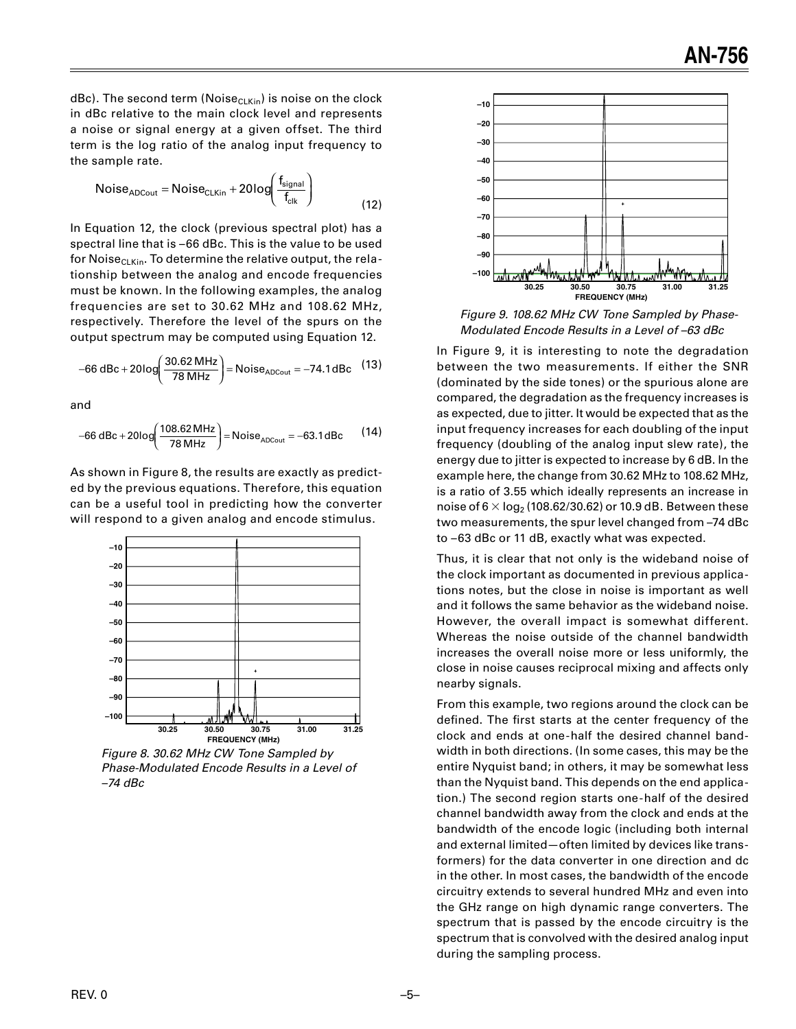dBc). The second term ($Noise_{CLKin}$) is noise on the clock in dBc relative to the main clock level and represents a noise or signal energy at a given offset. The third term is the log ratio of the analog input frequency to the sample rate.

$$Noise_{ADCout} = Noise_{CLKin} + 20\log\left(\frac{f_{signal}}{f_{clk}}\right) \quad (12)$$

In Equation 12, the clock (previous spectral plot) has a spectral line that is –66 dBc. This is the value to be used for $Noise_{CLKin}$. To determine the relative output, the relationship between the analog and encode frequencies must be known. In the following examples, the analog frequencies are set to 30.62 MHz and 108.62 MHz, respectively. Therefore the level of the spurs on the output spectrum may be computed using Equation 12.

$$-66\text{ dBc} + 20\log\left(\frac{30.62\text{ MHz}}{78\text{ MHz}}\right) = Noise_{ADCout} = -74.1\text{ dBc} \quad (13)$$

and

$$-66\text{ dBc} + 20\log\left(\frac{108.62\text{ MHz}}{78\text{ MHz}}\right) = Noise_{ADCout} = -63.1\text{ dBc} \quad (14)$$

As shown in Figure 8, the results are exactly as predicted by the previous equations. Therefore, this equation can be a useful tool in predicting how the converter will respond to a given analog and encode stimulus.

*Figure 8. 30.62 MHz CW Tone Sampled by Phase-Modulated Encode Results in a Level of –74 dBc*

*Figure 9. 108.62 MHz CW Tone Sampled by Phase-Modulated Encode Results in a Level of –63 dBc*

In Figure 9, it is interesting to note the degradation between the two measurements. If either the SNR (dominated by the side tones) or the spurious alone are compared, the degradation as the frequency increases is as expected, due to jitter. It would be expected that as the input frequency increases for each doubling of the input frequency (doubling of the analog input slew rate), the energy due to jitter is expected to increase by 6 dB. In the example here, the change from 30.62 MHz to 108.62 MHz, is a ratio of 3.55 which ideally represents an increase in noise of $6 \times \log_2 (108.62/30.62)$ or 10.9 dB. Between these two measurements, the spur level changed from –74 dBc to –63 dBc or 11 dB, exactly what was expected.

Thus, it is clear that not only is the wideband noise of the clock important as documented in previous applications notes, but the close in noise is important as well and it follows the same behavior as the wideband noise. However, the overall impact is somewhat different. Whereas the noise outside of the channel bandwidth increases the overall noise more or less uniformly, the close in noise causes reciprocal mixing and affects only nearby signals.

From this example, two regions around the clock can be defined. The first starts at the center frequency of the clock and ends at one-half the desired channel bandwidth in both directions. (In some cases, this may be the entire Nyquist band; in others, it may be somewhat less than the Nyquist band. This depends on the end application.) The second region starts one-half of the desired channel bandwidth away from the clock and ends at the bandwidth of the encode logic (including both internal and external limited—often limited by devices like transformers) for the data converter in one direction and dc in the other. In most cases, the bandwidth of the encode circuitry extends to several hundred MHz and even into the GHz range on high dynamic range converters. The spectrum that is passed by the encode circuitry is the spectrum that is convolved with the desired analog input during the sampling process.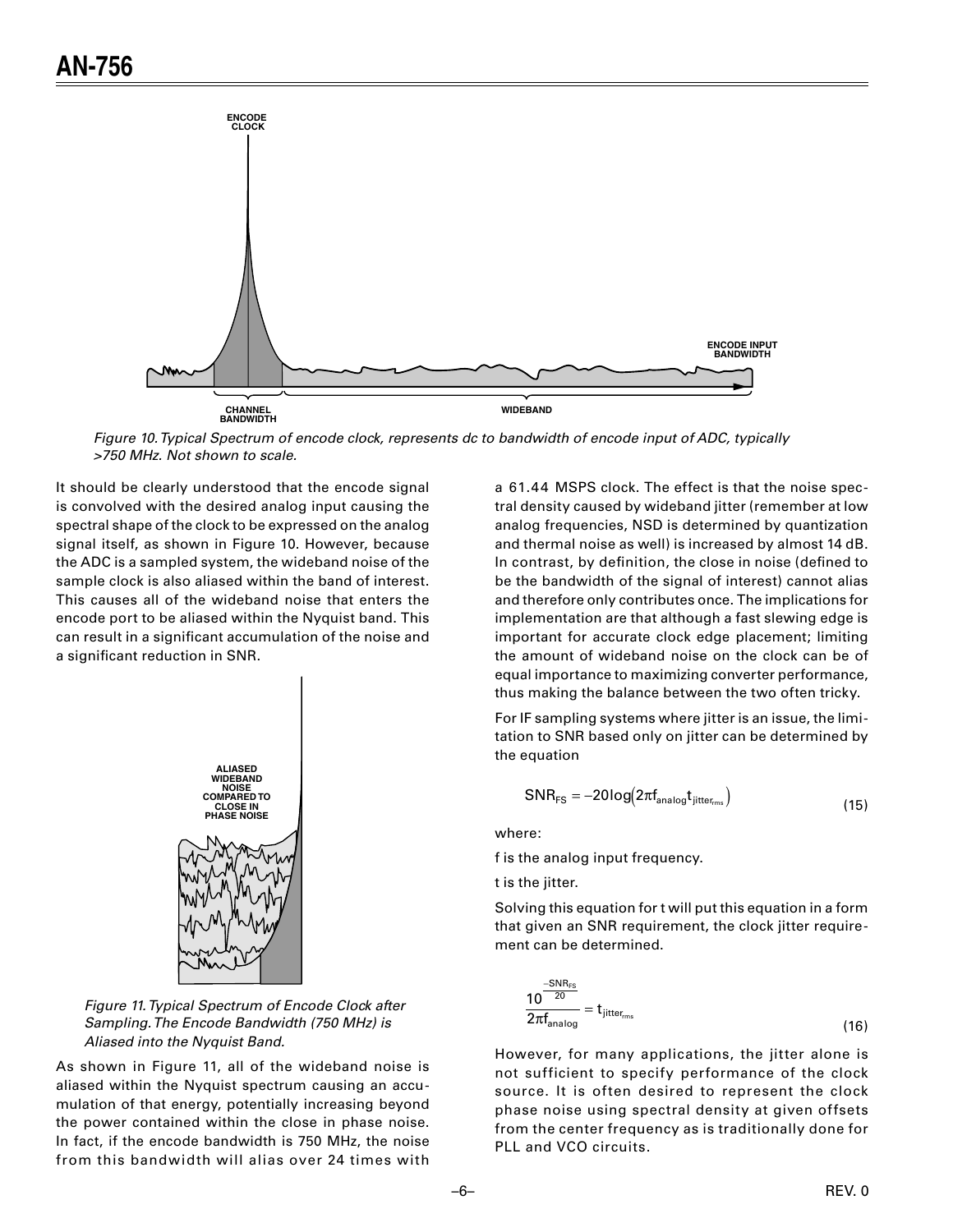Figure 10. Typical Spectrum of encode clock, represents dc to bandwidth of encode input of ADC, typically >750 MHz. Not shown to scale.

It should be clearly understood that the encode signal is convolved with the desired analog input causing the spectral shape of the clock to be expressed on the analog signal itself, as shown in Figure 10. However, because the ADC is a sampled system, the wideband noise of the sample clock is also aliased within the band of interest. This causes all of the wideband noise that enters the encode port to be aliased within the Nyquist band. This can result in a significant accumulation of the noise and a significant reduction in SNR.

Figure 11. Typical Spectrum of Encode Clock after Sampling. The Encode Bandwidth (750 MHz) is Aliased into the Nyquist Band.

As shown in Figure 11, all of the wideband noise is aliased within the Nyquist spectrum causing an accumulation of that energy, potentially increasing beyond the power contained within the close in phase noise. In fact, if the encode bandwidth is 750 MHz, the noise from this bandwidth will alias over 24 times with a 61.44 MSPS clock. The effect is that the noise spectral density caused by wideband jitter (remember at low analog frequencies, NSD is determined by quantization and thermal noise as well) is increased by almost 14 dB. In contrast, by definition, the close in noise (defined to be the bandwidth of the signal of interest) cannot alias and therefore only contributes once. The implications for implementation are that although a fast slewing edge is important for accurate clock edge placement; limiting the amount of wideband noise on the clock can be of equal importance to maximizing converter performance, thus making the balance between the two often tricky.

For IF sampling systems where jitter is an issue, the limitation to SNR based only on jitter can be determined by the equation

$$SNR_{FS} = -20\log\left(2\pi f_{analog} t_{jitter_{rms}}\right) \tag{15}$$

where:

f is the analog input frequency.

t is the jitter.

Solving this equation for t will put this equation in a form that given an SNR requirement, the clock jitter requirement can be determined.

$$\frac{10^{\frac{-SNR_{FS}}{20}}}{2\pi f_{analog}} = t_{jitter_{rms}} \tag{16}$$

However, for many applications, the jitter alone is not sufficient to specify performance of the clock source. It is often desired to represent the clock phase noise using spectral density at given offsets from the center frequency as is traditionally done for PLL and VCO circuits.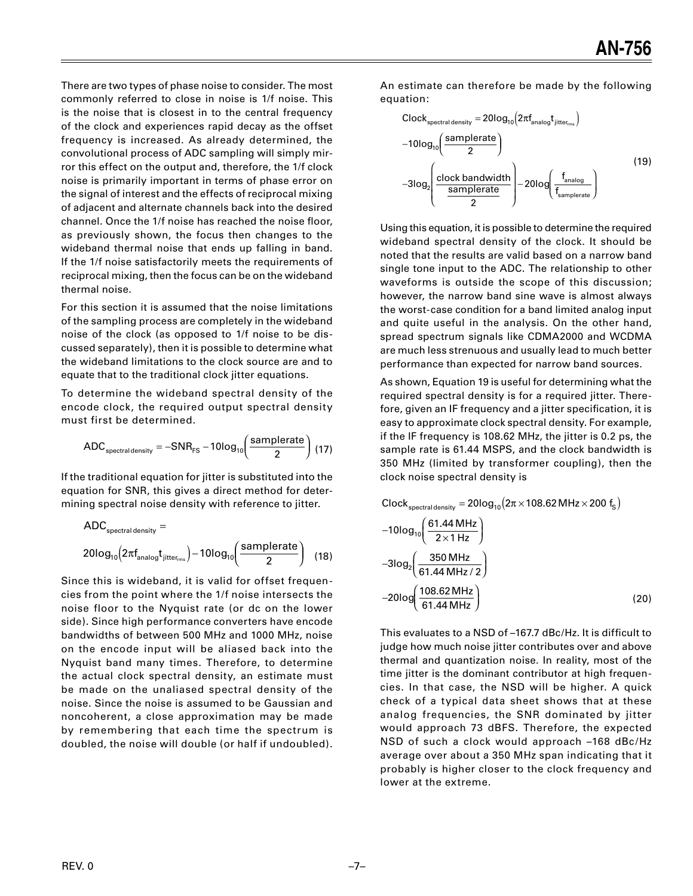There are two types of phase noise to consider. The most commonly referred to close in noise is 1/f noise. This is the noise that is closest in to the central frequency of the clock and experiences rapid decay as the offset frequency is increased. As already determined, the convolutional process of ADC sampling will simply mirror this effect on the output and, therefore, the 1/f clock noise is primarily important in terms of phase error on the signal of interest and the effects of reciprocal mixing of adjacent and alternate channels back into the desired channel. Once the 1/f noise has reached the noise floor, as previously shown, the focus then changes to the wideband thermal noise that ends up falling in band. If the 1/f noise satisfactorily meets the requirements of reciprocal mixing, then the focus can be on the wideband thermal noise.

For this section it is assumed that the noise limitations of the sampling process are completely in the wideband noise of the clock (as opposed to 1/f noise to be discussed separately), then it is possible to determine what the wideband limitations to the clock source are and to equate that to the traditional clock jitter equations.

To determine the wideband spectral density of the encode clock, the required output spectral density must first be determined.

$$ADC_{spectral\,density} = -SNR_{FS} - 10\log_{10}\left(\frac{samplerate}{2}\right) \quad (17)$$

If the traditional equation for jitter is substituted into the equation for SNR, this gives a direct method for determining spectral noise density with reference to jitter.

$$ADC_{spectral\,density} = 20\log_{10}\left(2\pi f_{analog} t_{jitter_{rms}}\right) - 10\log_{10}\left(\frac{samplerate}{2}\right) \quad (18)$$

Since this is wideband, it is valid for offset frequencies from the point where the 1/f noise intersects the noise floor to the Nyquist rate (or dc on the lower side). Since high performance converters have encode bandwidths of between 500 MHz and 1000 MHz, noise on the encode input will be aliased back into the Nyquist band many times. Therefore, to determine the actual clock spectral density, an estimate must be made on the unaliased spectral density of the noise. Since the noise is assumed to be Gaussian and noncoherent, a close approximation may be made by remembering that each time the spectrum is doubled, the noise will double (or half if undoubled).

An estimate can therefore be made by the following equation:

$$Clock_{spectral\,density} = 20\log_{10}\left(2\pi f_{analog} t_{jitter_{rms}}\right) - 10\log_{10}\left(\frac{samplerate}{2}\right) - 3\log_2\left(\frac{clock\ bandwidth}{\frac{samplerate}{2}}\right) - 20\log\left(\frac{f_{analog}}{f_{samplerate}}\right) \quad (19)$$

Using this equation, it is possible to determine the required wideband spectral density of the clock. It should be noted that the results are valid based on a narrow band single tone input to the ADC. The relationship to other waveforms is outside the scope of this discussion; however, the narrow band sine wave is almost always the worst-case condition for a band limited analog input and quite useful in the analysis. On the other hand, spread spectrum signals like CDMA2000 and WCDMA are much less strenuous and usually lead to much better performance than expected for narrow band sources.

As shown, Equation 19 is useful for determining what the required spectral density is for a required jitter. Therefore, given an IF frequency and a jitter specification, it is easy to approximate clock spectral density. For example, if the IF frequency is 108.62 MHz, the jitter is 0.2 ps, the sample rate is 61.44 MSPS, and the clock bandwidth is 350 MHz (limited by transformer coupling), then the clock noise spectral density is

$$Clock_{spectral\,density} = 20\log_{10}\left(2\pi \times 108.62\,MHz \times 200\ f_S\right) - 10\log_{10}\left(\frac{61.44\,MHz}{2 \times 1\,Hz}\right) - 3\log_2\left(\frac{350\,MHz}{61.44\,MHz/2}\right) - 20\log\left(\frac{108.62\,MHz}{61.44\,MHz}\right) \quad (20)$$

This evaluates to a NSD of –167.7 dBc/Hz. It is difficult to judge how much noise jitter contributes over and above thermal and quantization noise. In reality, most of the time jitter is the dominant contributor at high frequencies. In that case, the NSD will be higher. A quick check of a typical data sheet shows that at these analog frequencies, the SNR dominated by jitter would approach 73 dBFS. Therefore, the expected NSD of such a clock would approach –168 dBc/Hz average over about a 350 MHz span indicating that it probably is higher closer to the clock frequency and lower at the extreme.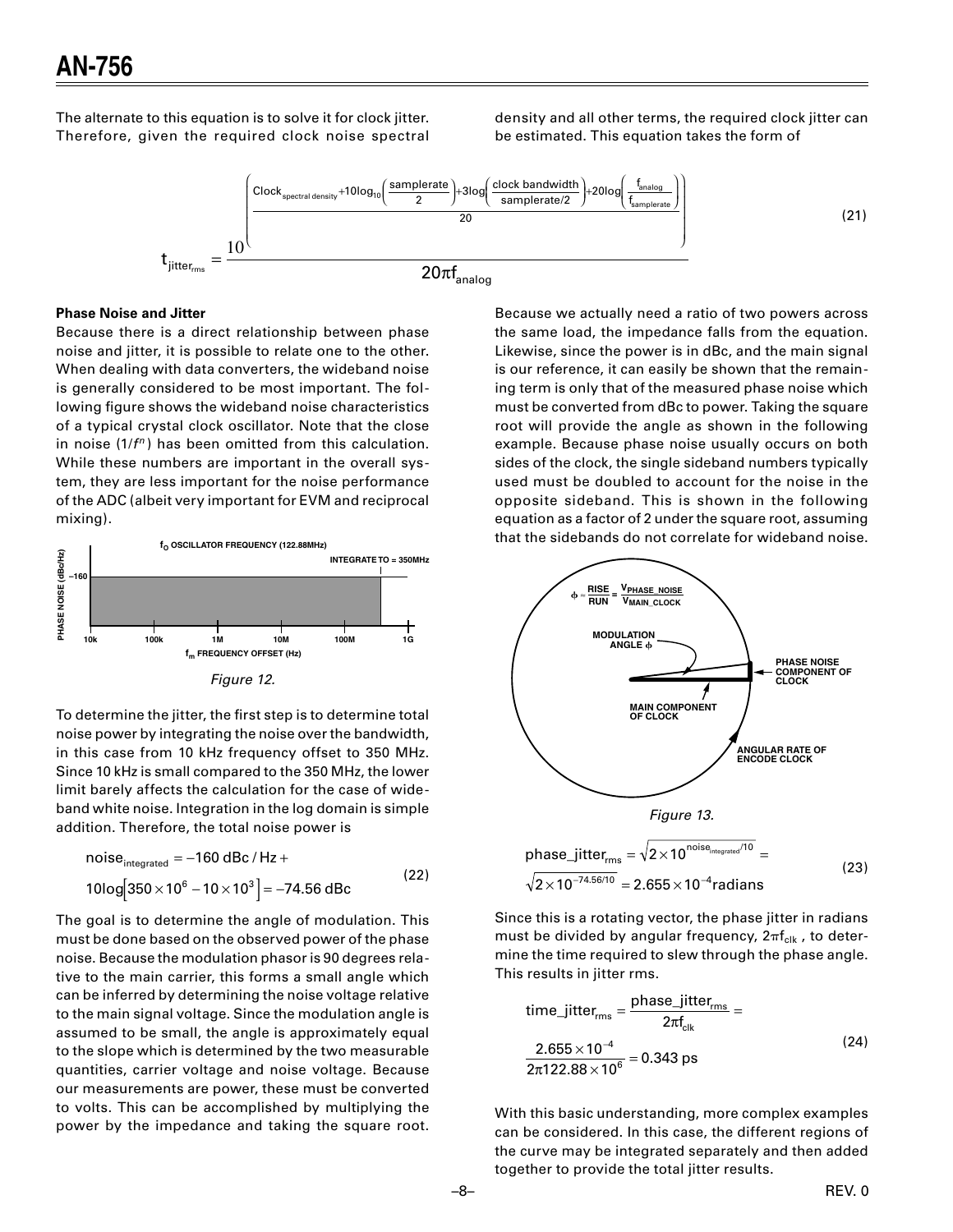The alternate to this equation is to solve it for clock jitter. Therefore, given the required clock noise spectral density and all other terms, the required clock jitter can be estimated. This equation takes the form of

$$t_{jitter_{rms}} = \frac{10^{\left(\frac{Clock_{spectral\ density} + 10\log_{10}\left(\frac{samplerate}{2}\right) + 3\log\left(\frac{clock\ bandwidth}{samplerate/2}\right) + 20\log\left(\frac{f_{analog}}{f_{samplerate}}\right)}{20}\right)}}{20\pi f_{analog}} \tag{21}$$

**Phase Noise and Jitter**

Because there is a direct relationship between phase noise and jitter, it is possible to relate one to the other. When dealing with data converters, the wideband noise is generally considered to be most important. The following figure shows the wideband noise characteristics of a typical crystal clock oscillator. Note that the close in noise ($1/f^n$) has been omitted from this calculation. While these numbers are important in the overall system, they are less important for the noise performance of the ADC (albeit very important for EVM and reciprocal mixing).

*Figure 12.*

To determine the jitter, the first step is to determine total noise power by integrating the noise over the bandwidth, in this case from 10 kHz frequency offset to 350 MHz. Since 10 kHz is small compared to the 350 MHz, the lower limit barely affects the calculation for the case of wideband white noise. Integration in the log domain is simple addition. Therefore, the total noise power is

$$noise_{integrated} = -160\ dBc/Hz + 10\log\left[350 \times 10^6 - 10 \times 10^3\right] = -74.56\ dBc \tag{22}$$

The goal is to determine the angle of modulation. This must be done based on the observed power of the phase noise. Because the modulation phasor is 90 degrees relative to the main carrier, this forms a small angle which can be inferred by determining the noise voltage relative to the main signal voltage. Since the modulation angle is assumed to be small, the angle is approximately equal to the slope which is determined by the two measurable quantities, carrier voltage and noise voltage. Because our measurements are power, these must be converted to volts. This can be accomplished by multiplying the power by the impedance and taking the square root. Because we actually need a ratio of two powers across the same load, the impedance falls from the equation. Likewise, since the power is in dBc, and the main signal is our reference, it can easily be shown that the remaining term is only that of the measured phase noise which must be converted from dBc to power. Taking the square root will provide the angle as shown in the following example. Because phase noise usually occurs on both sides of the clock, the single sideband numbers typically used must be doubled to account for the noise in the opposite sideband. This is shown in the following equation as a factor of 2 under the square root, assuming that the sidebands do not correlate for wideband noise.

*Figure 13.*

$$phase\_jitter_{rms} = \sqrt{2 \times 10^{noise_{integrated}/10}} = \sqrt{2 \times 10^{-74.56/10}} = 2.655 \times 10^{-4} \text{radians} \tag{23}$$

Since this is a rotating vector, the phase jitter in radians must be divided by angular frequency, $2\pi f_{clk}$, to determine the time required to slew through the phase angle. This results in jitter rms.

$$time\_jitter_{rms} = \frac{phase\_jitter_{rms}}{2\pi f_{clk}} = \frac{2.655 \times 10^{-4}}{2\pi 122.88 \times 10^6} = 0.343\ ps \tag{24}$$

With this basic understanding, more complex examples can be considered. In this case, the different regions of the curve may be integrated separately and then added together to provide the total jitter results.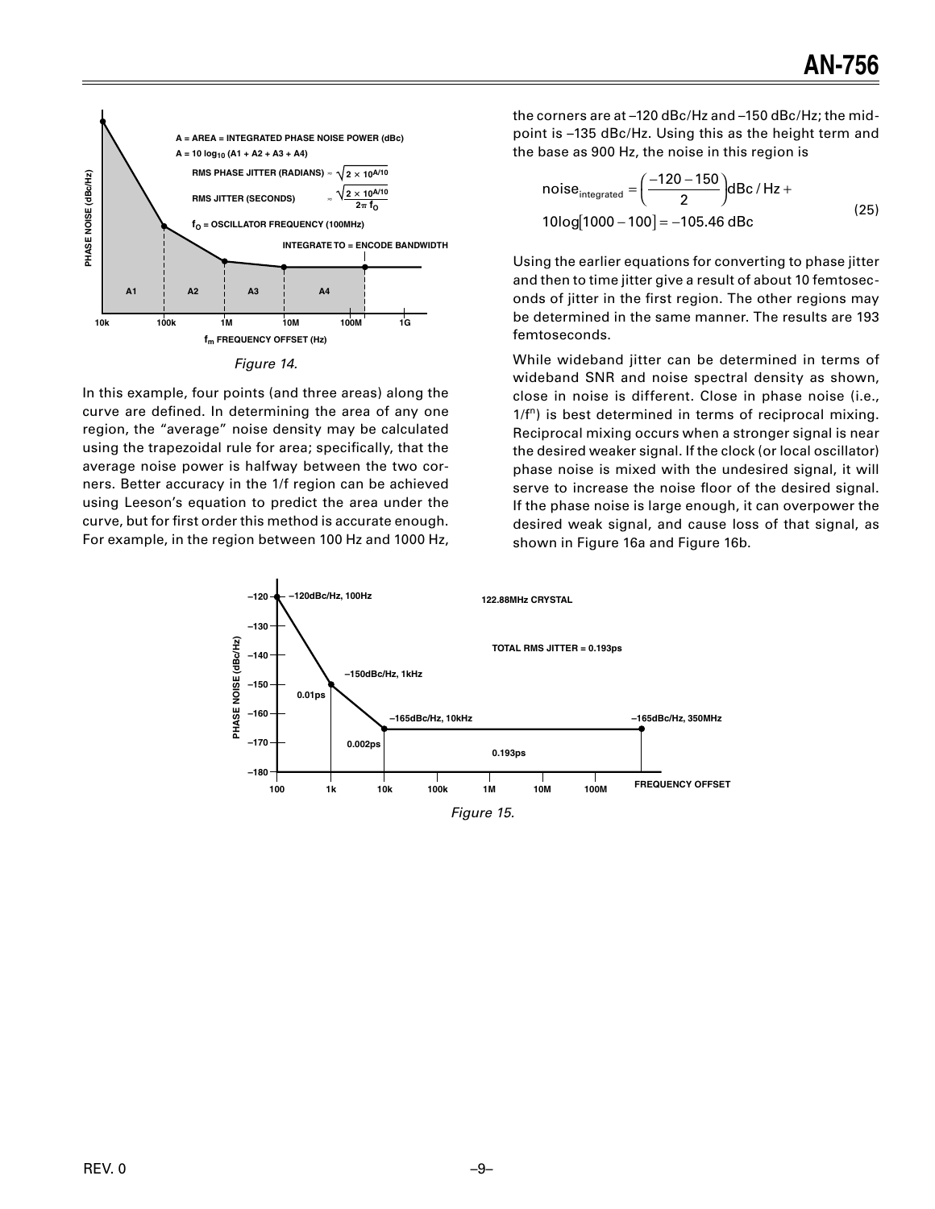Figure 14.

In this example, four points (and three areas) along the curve are defined. In determining the area of any one region, the "average" noise density may be calculated using the trapezoidal rule for area; specifically, that the average noise power is halfway between the two corners. Better accuracy in the 1/f region can be achieved using Leeson's equation to predict the area under the curve, but for first order this method is accurate enough. For example, in the region between 100 Hz and 1000 Hz, the corners are at –120 dBc/Hz and –150 dBc/Hz; the midpoint is –135 dBc/Hz. Using this as the height term and the base as 900 Hz, the noise in this region is

$$noise_{integrated} = \left(\frac{-120-150}{2}\right) dBc/Hz + 10\log[1000-100] = -105.46 \text{ dBc} \tag{25}$$

Using the earlier equations for converting to phase jitter and then to time jitter give a result of about 10 femtoseconds of jitter in the first region. The other regions may be determined in the same manner. The results are 193 femtoseconds.

While wideband jitter can be determined in terms of wideband SNR and noise spectral density as shown, close in noise is different. Close in phase noise (i.e., $1/f^n$) is best determined in terms of reciprocal mixing. Reciprocal mixing occurs when a stronger signal is near the desired weaker signal. If the clock (or local oscillator) phase noise is mixed with the undesired signal, it will serve to increase the noise floor of the desired signal. If the phase noise is large enough, it can overpower the desired weak signal, and cause loss of that signal, as shown in Figure 16a and Figure 16b.

Figure 15.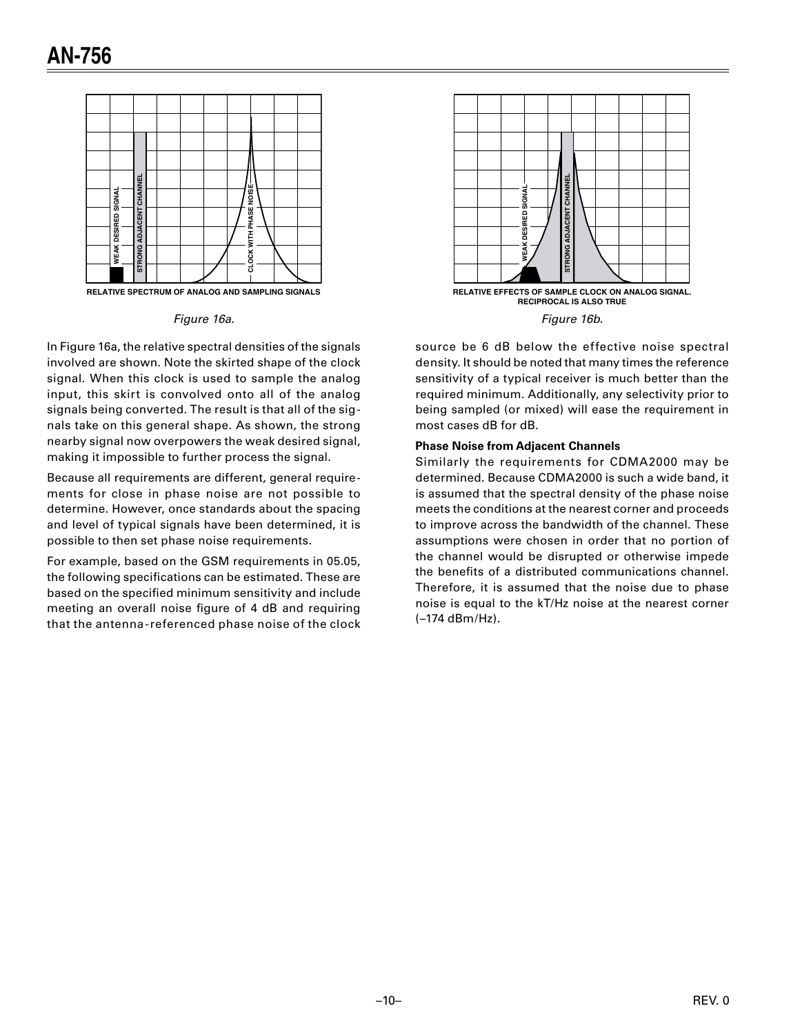RELATIVE SPECTRUM OF ANALOG AND SAMPLING SIGNALS

*Figure 16a.*

RELATIVE EFFECTS OF SAMPLE CLOCK ON ANALOG SIGNAL. RECIPROCAL IS ALSO TRUE

*Figure 16b.*

In Figure 16a, the relative spectral densities of the signals involved are shown. Note the skirted shape of the clock signal. When this clock is used to sample the analog input, this skirt is convolved onto all of the analog signals being converted. The result is that all of the signals take on this general shape. As shown, the strong nearby signal now overpowers the weak desired signal, making it impossible to further process the signal.

Because all requirements are different, general requirements for close in phase noise are not possible to determine. However, once standards about the spacing and level of typical signals have been determined, it is possible to then set phase noise requirements.

For example, based on the GSM requirements in 05.05, the following specifications can be estimated. These are based on the specified minimum sensitivity and include meeting an overall noise figure of 4 dB and requiring that the antenna-referenced phase noise of the clock source be 6 dB below the effective noise spectral density. It should be noted that many times the reference sensitivity of a typical receiver is much better than the required minimum. Additionally, any selectivity prior to being sampled (or mixed) will ease the requirement in most cases dB for dB.

**Phase Noise from Adjacent Channels**

Similarly the requirements for CDMA2000 may be determined. Because CDMA2000 is such a wide band, it is assumed that the spectral density of the phase noise meets the conditions at the nearest corner and proceeds to improve across the bandwidth of the channel. These assumptions were chosen in order that no portion of the channel would be disrupted or otherwise impede the benefits of a distributed communications channel. Therefore, it is assumed that the noise due to phase noise is equal to the kT/Hz noise at the nearest corner (–174 dBm/Hz).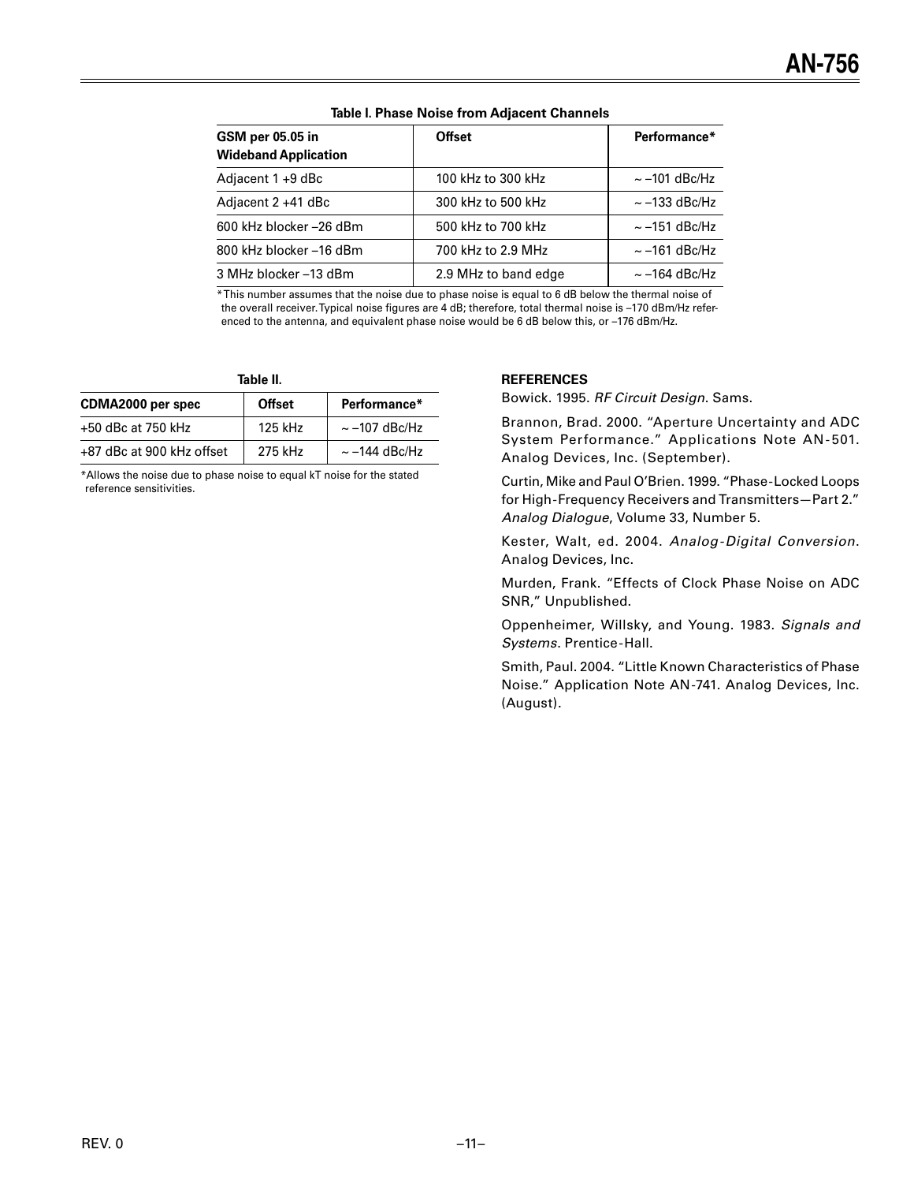**Table I. Phase Noise from Adjacent Channels**

| GSM per 05.05 in Wideband Application | Offset | Performance* |
|---|---|---|
| Adjacent 1 +9 dBc | 100 kHz to 300 kHz | ~ –101 dBc/Hz |
| Adjacent 2 +41 dBc | 300 kHz to 500 kHz | ~ –133 dBc/Hz |
| 600 kHz blocker –26 dBm | 500 kHz to 700 kHz | ~ –151 dBc/Hz |
| 800 kHz blocker –16 dBm | 700 kHz to 2.9 MHz | ~ –161 dBc/Hz |
| 3 MHz blocker –13 dBm | 2.9 MHz to band edge | ~ –164 dBc/Hz |

*This number assumes that the noise due to phase noise is equal to 6 dB below the thermal noise of the overall receiver. Typical noise figures are 4 dB; therefore, total thermal noise is –170 dBm/Hz referenced to the antenna, and equivalent phase noise would be 6 dB below this, or –176 dBm/Hz.

**Table II.**

| CDMA2000 per spec | Offset | Performance* |
|---|---|---|
| +50 dBc at 750 kHz | 125 kHz | ~ –107 dBc/Hz |
| +87 dBc at 900 kHz offset | 275 kHz | ~ –144 dBc/Hz |

*Allows the noise due to phase noise to equal kT noise for the stated reference sensitivities.

**REFERENCES**

Bowick. 1995. *RF Circuit Design*. Sams.

Brannon, Brad. 2000. "Aperture Uncertainty and ADC System Performance." Applications Note AN-501. Analog Devices, Inc. (September).

Curtin, Mike and Paul O'Brien. 1999. "Phase-Locked Loops for High-Frequency Receivers and Transmitters—Part 2." *Analog Dialogue*, Volume 33, Number 5.

Kester, Walt, ed. 2004. *Analog-Digital Conversion*. Analog Devices, Inc.

Murden, Frank. "Effects of Clock Phase Noise on ADC SNR," Unpublished.

Oppenheimer, Willsky, and Young. 1983. *Signals and Systems*. Prentice-Hall.

Smith, Paul. 2004. "Little Known Characteristics of Phase Noise." Application Note AN-741. Analog Devices, Inc. (August).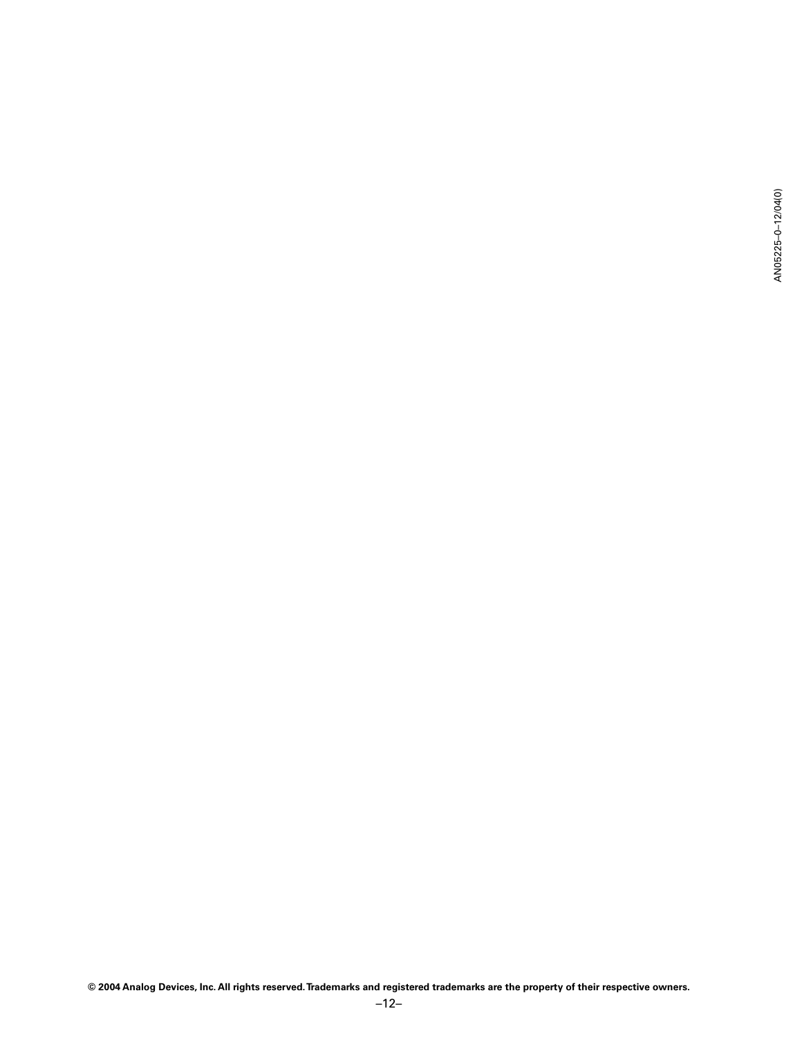AN05225–0–12/04(0)

**© 2004 Analog Devices, Inc. All rights reserved. Trademarks and registered trademarks are the property of their respective owners.**